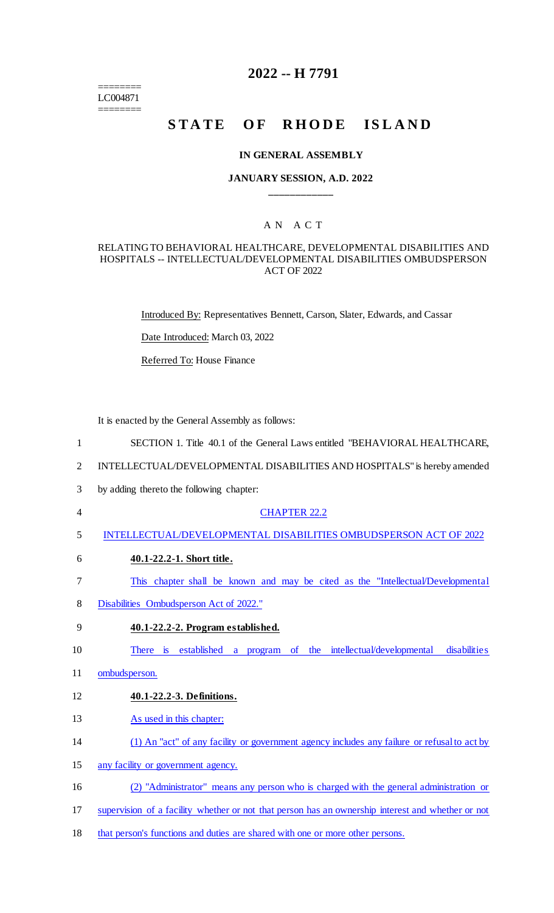# 2022 -- H 7791

========
LC004871
========

# STATE OF RHODE ISLAND

## IN GENERAL ASSEMBLY

## JANUARY SESSION, A.D. 2022

____________

### A N A C T

### RELATING TO BEHAVIORAL HEALTHCARE, DEVELOPMENTAL DISABILITIES AND HOSPITALS -- INTELLECTUAL/DEVELOPMENTAL DISABILITIES OMBUDSPERSON ACT OF 2022

Introduced By: Representatives Bennett, Carson, Slater, Edwards, and Cassar

Date Introduced: March 03, 2022

Referred To: House Finance

It is enacted by the General Assembly as follows:

1 SECTION 1. Title 40.1 of the General Laws entitled "BEHAVIORAL HEALTHCARE,
2 INTELLECTUAL/DEVELOPMENTAL DISABILITIES AND HOSPITALS" is hereby amended
3 by adding thereto the following chapter:

4 CHAPTER 22.2

5 INTELLECTUAL/DEVELOPMENTAL DISABILITIES OMBUDSPERSON ACT OF 2022

6 **40.1-22.2-1. Short title.**

7 This chapter shall be known and may be cited as the "Intellectual/Developmental
8 Disabilities Ombudsperson Act of 2022."

9 **40.1-22.2-2. Program established.**

10 There is established a program of the intellectual/developmental disabilities
11 ombudsperson.

12 **40.1-22.2-3. Definitions.**

13 As used in this chapter:

14 (1) An "act" of any facility or government agency includes any failure or refusal to act by
15 any facility or government agency.

16 (2) "Administrator" means any person who is charged with the general administration or
17 supervision of a facility whether or not that person has an ownership interest and whether or not
18 that person's functions and duties are shared with one or more other persons.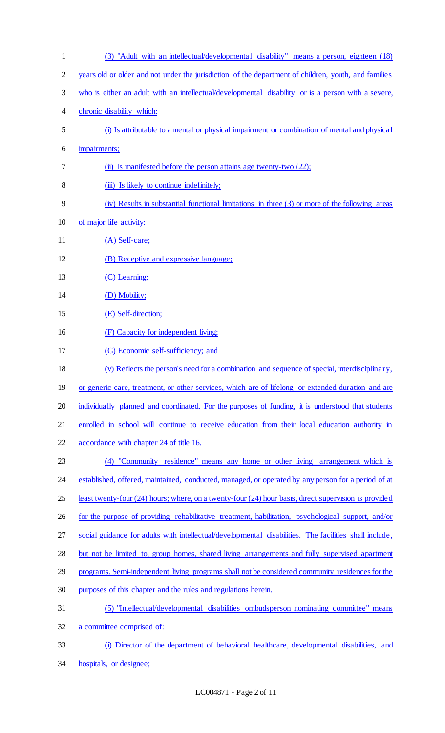(3) "Adult with an intellectual/developmental disability" means a person, eighteen (18) years old or older and not under the jurisdiction of the department of children, youth, and families who is either an adult with an intellectual/developmental disability or is a person with a severe, chronic disability which:

(i) Is attributable to a mental or physical impairment or combination of mental and physical impairments;

(ii) Is manifested before the person attains age twenty-two (22);

(iii) Is likely to continue indefinitely;

(iv) Results in substantial functional limitations in three (3) or more of the following areas of major life activity:

(A) Self-care;

(B) Receptive and expressive language;

(C) Learning;

(D) Mobility;

(E) Self-direction;

(F) Capacity for independent living;

(G) Economic self-sufficiency; and

(v) Reflects the person's need for a combination and sequence of special, interdisciplinary, or generic care, treatment, or other services, which are of lifelong or extended duration and are individually planned and coordinated. For the purposes of funding, it is understood that students enrolled in school will continue to receive education from their local education authority in accordance with chapter 24 of title 16.

(4) "Community residence" means any home or other living arrangement which is established, offered, maintained, conducted, managed, or operated by any person for a period of at least twenty-four (24) hours; where, on a twenty-four (24) hour basis, direct supervision is provided for the purpose of providing rehabilitative treatment, habilitation, psychological support, and/or social guidance for adults with intellectual/developmental disabilities. The facilities shall include, but not be limited to, group homes, shared living arrangements and fully supervised apartment programs. Semi-independent living programs shall not be considered community residences for the purposes of this chapter and the rules and regulations herein.

(5) "Intellectual/developmental disabilities ombudsperson nominating committee" means a committee comprised of:

(i) Director of the department of behavioral healthcare, developmental disabilities, and hospitals, or designee;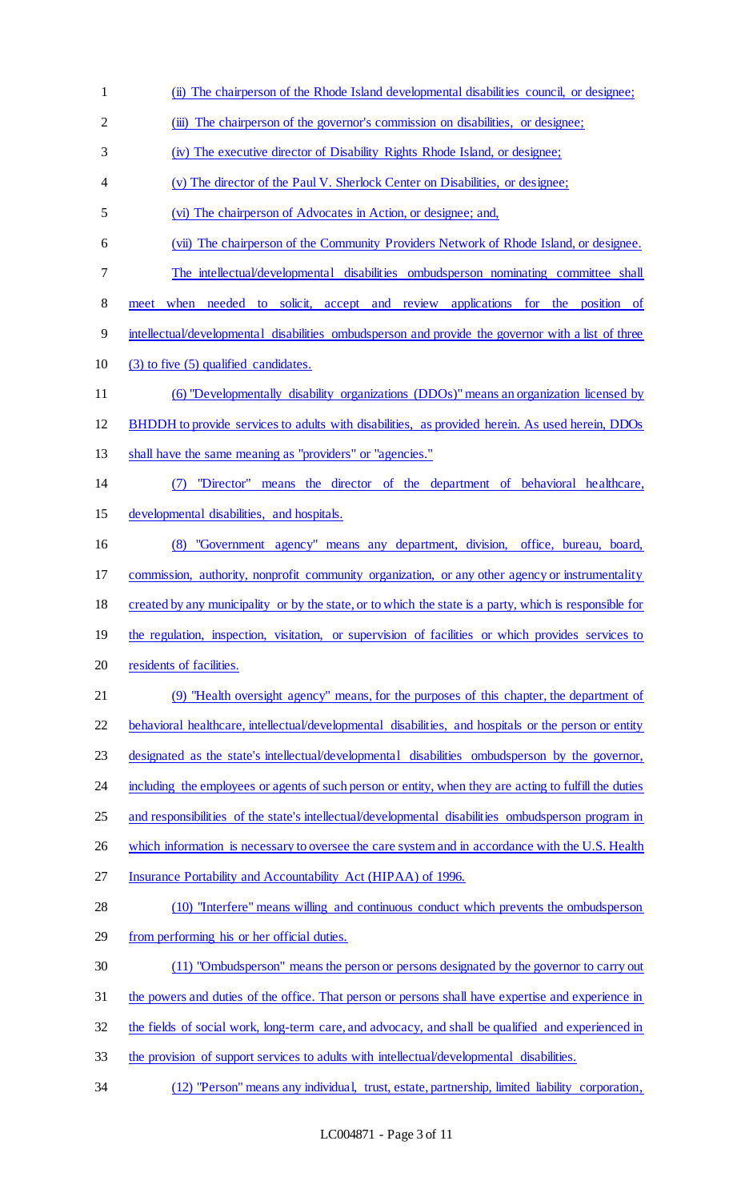(ii) The chairperson of the Rhode Island developmental disabilities council, or designee;

(iii) The chairperson of the governor's commission on disabilities, or designee;

(iv) The executive director of Disability Rights Rhode Island, or designee;

(v) The director of the Paul V. Sherlock Center on Disabilities, or designee;

(vi) The chairperson of Advocates in Action, or designee; and,

(vii) The chairperson of the Community Providers Network of Rhode Island, or designee.

The intellectual/developmental disabilities ombudsperson nominating committee shall meet when needed to solicit, accept and review applications for the position of intellectual/developmental disabilities ombudsperson and provide the governor with a list of three (3) to five (5) qualified candidates.

(6) "Developmentally disability organizations (DDOs)" means an organization licensed by BHDDH to provide services to adults with disabilities, as provided herein. As used herein, DDOs shall have the same meaning as "providers" or "agencies."

(7) "Director" means the director of the department of behavioral healthcare, developmental disabilities, and hospitals.

(8) "Government agency" means any department, division, office, bureau, board, commission, authority, nonprofit community organization, or any other agency or instrumentality created by any municipality or by the state, or to which the state is a party, which is responsible for the regulation, inspection, visitation, or supervision of facilities or which provides services to residents of facilities.

(9) "Health oversight agency" means, for the purposes of this chapter, the department of behavioral healthcare, intellectual/developmental disabilities, and hospitals or the person or entity designated as the state's intellectual/developmental disabilities ombudsperson by the governor, including the employees or agents of such person or entity, when they are acting to fulfill the duties and responsibilities of the state's intellectual/developmental disabilities ombudsperson program in which information is necessary to oversee the care system and in accordance with the U.S. Health Insurance Portability and Accountability Act (HIPAA) of 1996.

(10) "Interfere" means willing and continuous conduct which prevents the ombudsperson from performing his or her official duties.

(11) "Ombudsperson" means the person or persons designated by the governor to carry out the powers and duties of the office. That person or persons shall have expertise and experience in the fields of social work, long-term care, and advocacy, and shall be qualified and experienced in the provision of support services to adults with intellectual/developmental disabilities.

(12) "Person" means any individual, trust, estate, partnership, limited liability corporation,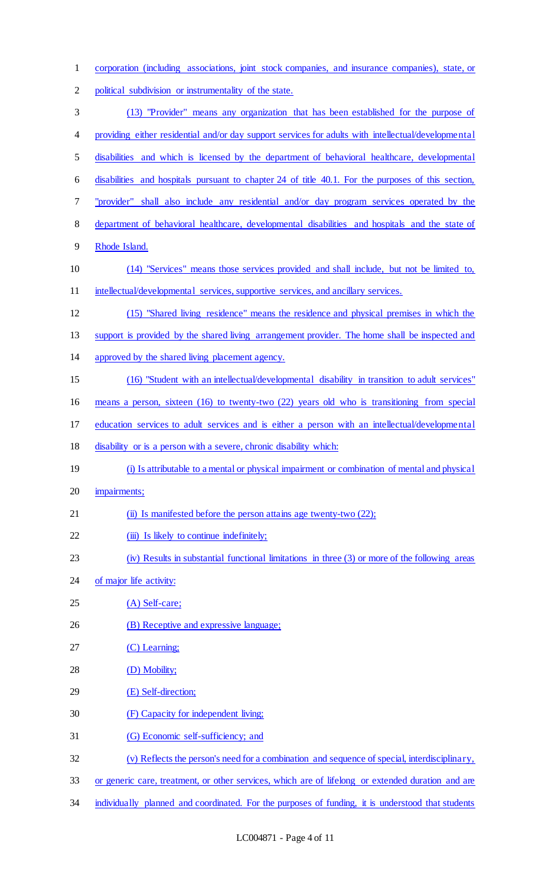corporation (including associations, joint stock companies, and insurance companies), state, or political subdivision or instrumentality of the state.

(13) "Provider" means any organization that has been established for the purpose of providing either residential and/or day support services for adults with intellectual/developmental disabilities and which is licensed by the department of behavioral healthcare, developmental disabilities and hospitals pursuant to chapter 24 of title 40.1. For the purposes of this section, "provider" shall also include any residential and/or day program services operated by the department of behavioral healthcare, developmental disabilities and hospitals and the state of Rhode Island.

(14) "Services" means those services provided and shall include, but not be limited to, intellectual/developmental services, supportive services, and ancillary services.

(15) "Shared living residence" means the residence and physical premises in which the support is provided by the shared living arrangement provider. The home shall be inspected and approved by the shared living placement agency.

(16) "Student with an intellectual/developmental disability in transition to adult services" means a person, sixteen (16) to twenty-two (22) years old who is transitioning from special education services to adult services and is either a person with an intellectual/developmental disability or is a person with a severe, chronic disability which:

(i) Is attributable to a mental or physical impairment or combination of mental and physical impairments;

(ii) Is manifested before the person attains age twenty-two (22);

(iii) Is likely to continue indefinitely;

(iv) Results in substantial functional limitations in three (3) or more of the following areas of major life activity:

(A) Self-care;

(B) Receptive and expressive language;

(C) Learning;

(D) Mobility;

(E) Self-direction;

(F) Capacity for independent living;

(G) Economic self-sufficiency; and

(v) Reflects the person's need for a combination and sequence of special, interdisciplinary, or generic care, treatment, or other services, which are of lifelong or extended duration and are individually planned and coordinated. For the purposes of funding, it is understood that students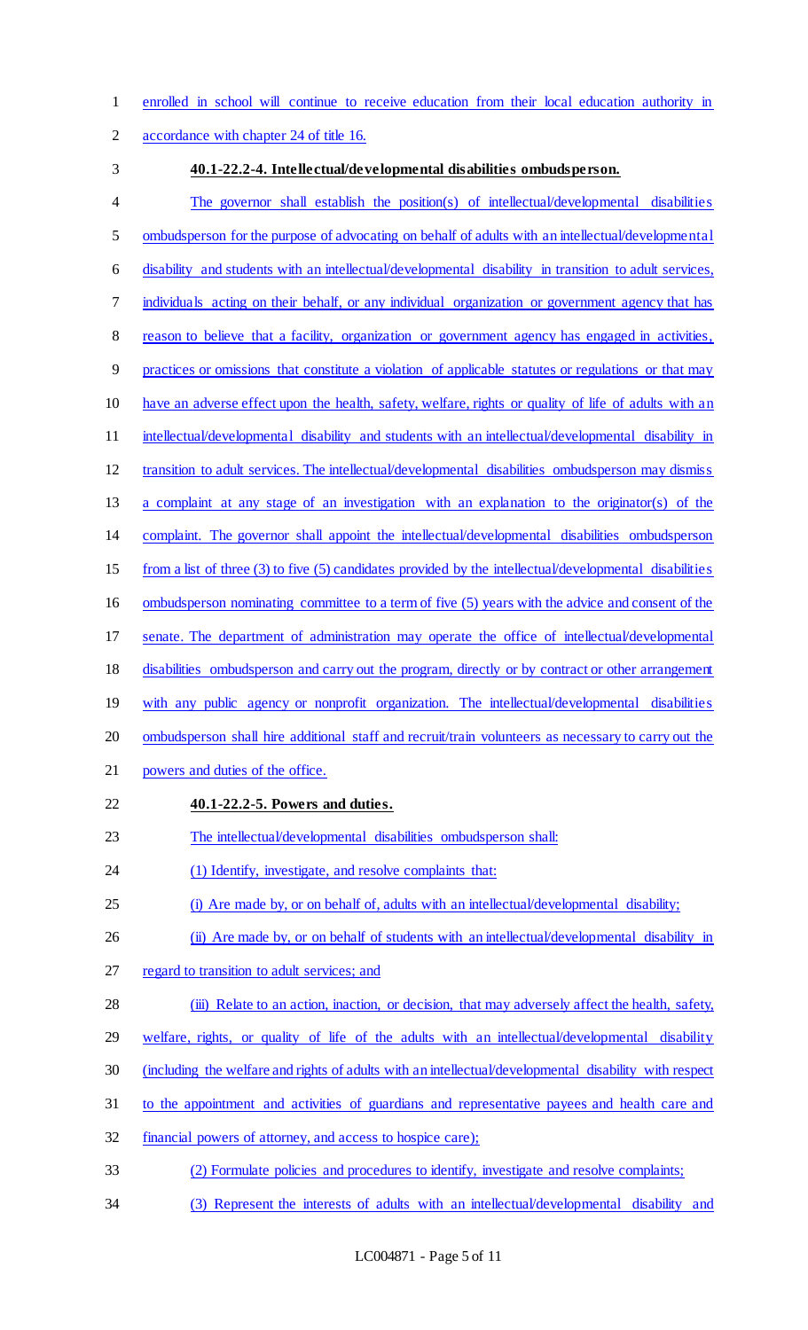enrolled in school will continue to receive education from their local education authority in accordance with chapter 24 of title 16.

**40.1-22.2-4. Intellectual/developmental disabilities ombudsperson.**

The governor shall establish the position(s) of intellectual/developmental disabilities ombudsperson for the purpose of advocating on behalf of adults with an intellectual/developmental disability and students with an intellectual/developmental disability in transition to adult services, individuals acting on their behalf, or any individual organization or government agency that has reason to believe that a facility, organization or government agency has engaged in activities, practices or omissions that constitute a violation of applicable statutes or regulations or that may have an adverse effect upon the health, safety, welfare, rights or quality of life of adults with an intellectual/developmental disability and students with an intellectual/developmental disability in transition to adult services. The intellectual/developmental disabilities ombudsperson may dismiss a complaint at any stage of an investigation with an explanation to the originator(s) of the complaint. The governor shall appoint the intellectual/developmental disabilities ombudsperson from a list of three (3) to five (5) candidates provided by the intellectual/developmental disabilities ombudsperson nominating committee to a term of five (5) years with the advice and consent of the senate. The department of administration may operate the office of intellectual/developmental disabilities ombudsperson and carry out the program, directly or by contract or other arrangement with any public agency or nonprofit organization. The intellectual/developmental disabilities ombudsperson shall hire additional staff and recruit/train volunteers as necessary to carry out the powers and duties of the office.

**40.1-22.2-5. Powers and duties.**

The intellectual/developmental disabilities ombudsperson shall:

(1) Identify, investigate, and resolve complaints that:

(i) Are made by, or on behalf of, adults with an intellectual/developmental disability;

(ii) Are made by, or on behalf of students with an intellectual/developmental disability in regard to transition to adult services; and

(iii) Relate to an action, inaction, or decision, that may adversely affect the health, safety, welfare, rights, or quality of life of the adults with an intellectual/developmental disability (including the welfare and rights of adults with an intellectual/developmental disability with respect to the appointment and activities of guardians and representative payees and health care and financial powers of attorney, and access to hospice care);

(2) Formulate policies and procedures to identify, investigate and resolve complaints;

(3) Represent the interests of adults with an intellectual/developmental disability and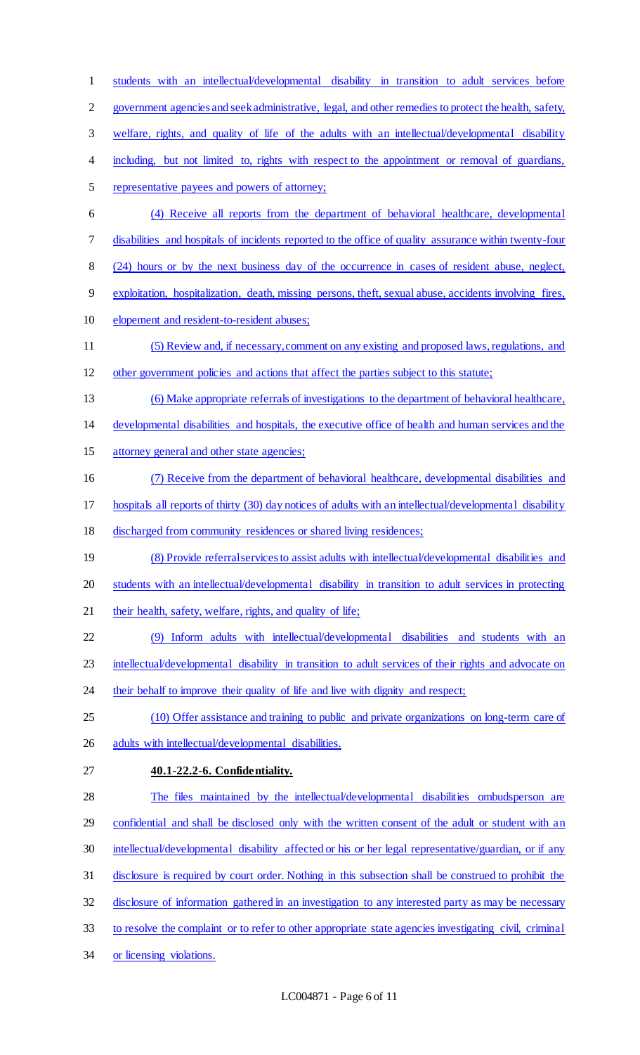students with an intellectual/developmental disability in transition to adult services before government agencies and seek administrative, legal, and other remedies to protect the health, safety, welfare, rights, and quality of life of the adults with an intellectual/developmental disability including, but not limited to, rights with respect to the appointment or removal of guardians, representative payees and powers of attorney;

(4) Receive all reports from the department of behavioral healthcare, developmental disabilities and hospitals of incidents reported to the office of quality assurance within twenty-four (24) hours or by the next business day of the occurrence in cases of resident abuse, neglect, exploitation, hospitalization, death, missing persons, theft, sexual abuse, accidents involving fires, elopement and resident-to-resident abuses;

(5) Review and, if necessary, comment on any existing and proposed laws, regulations, and other government policies and actions that affect the parties subject to this statute;

(6) Make appropriate referrals of investigations to the department of behavioral healthcare, developmental disabilities and hospitals, the executive office of health and human services and the attorney general and other state agencies;

(7) Receive from the department of behavioral healthcare, developmental disabilities and hospitals all reports of thirty (30) day notices of adults with an intellectual/developmental disability discharged from community residences or shared living residences;

(8) Provide referral services to assist adults with intellectual/developmental disabilities and students with an intellectual/developmental disability in transition to adult services in protecting their health, safety, welfare, rights, and quality of life;

(9) Inform adults with intellectual/developmental disabilities and students with an intellectual/developmental disability in transition to adult services of their rights and advocate on their behalf to improve their quality of life and live with dignity and respect;

(10) Offer assistance and training to public and private organizations on long-term care of adults with intellectual/developmental disabilities.

**40.1-22.2-6. Confidentiality.**

The files maintained by the intellectual/developmental disabilities ombudsperson are confidential and shall be disclosed only with the written consent of the adult or student with an intellectual/developmental disability affected or his or her legal representative/guardian, or if any disclosure is required by court order. Nothing in this subsection shall be construed to prohibit the disclosure of information gathered in an investigation to any interested party as may be necessary to resolve the complaint or to refer to other appropriate state agencies investigating civil, criminal or licensing violations.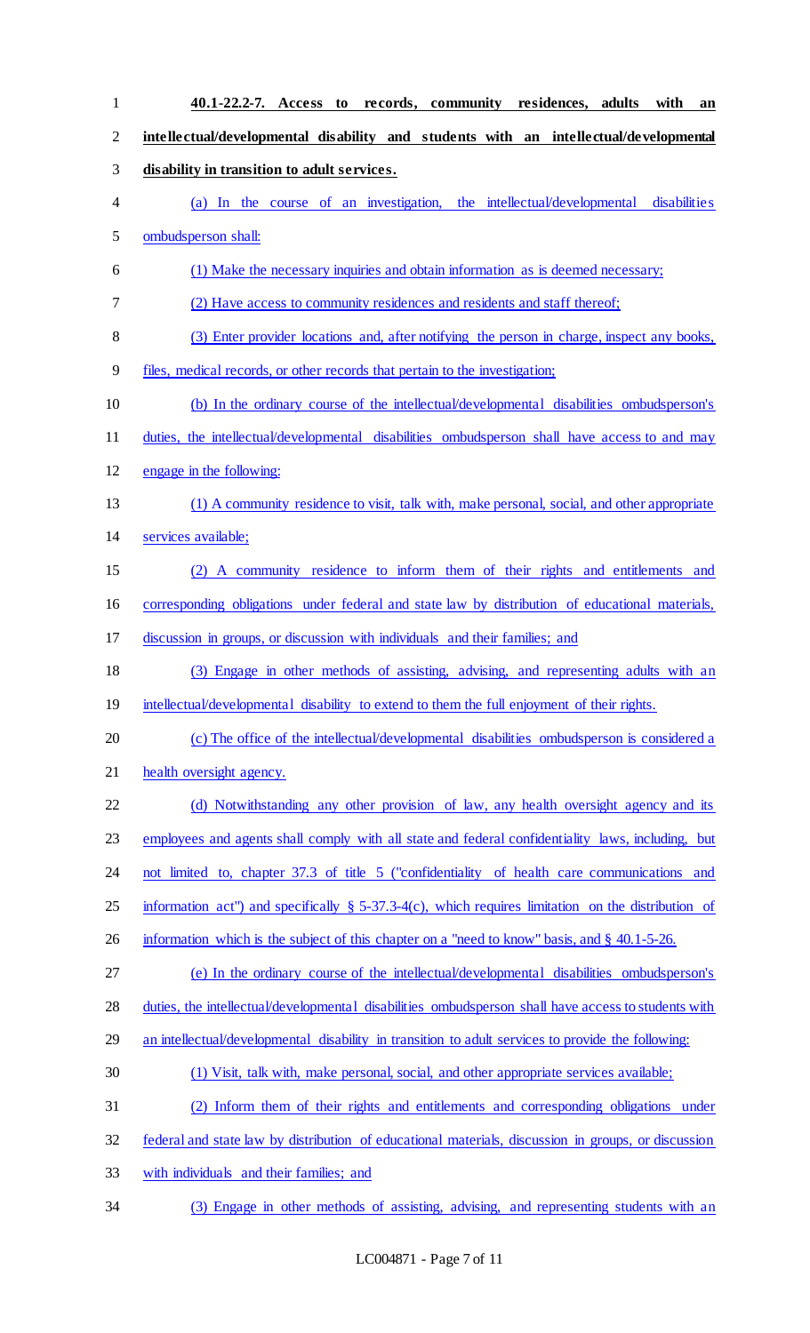**40.1-22.2-7. Access to records, community residences, adults with an intellectual/developmental disability and students with an intellectual/developmental disability in transition to adult services.**

(a) In the course of an investigation, the intellectual/developmental disabilities ombudsperson shall:

(1) Make the necessary inquiries and obtain information as is deemed necessary;

(2) Have access to community residences and residents and staff thereof;

(3) Enter provider locations and, after notifying the person in charge, inspect any books, files, medical records, or other records that pertain to the investigation;

(b) In the ordinary course of the intellectual/developmental disabilities ombudsperson's duties, the intellectual/developmental disabilities ombudsperson shall have access to and may engage in the following:

(1) A community residence to visit, talk with, make personal, social, and other appropriate services available;

(2) A community residence to inform them of their rights and entitlements and corresponding obligations under federal and state law by distribution of educational materials, discussion in groups, or discussion with individuals and their families; and

(3) Engage in other methods of assisting, advising, and representing adults with an intellectual/developmental disability to extend to them the full enjoyment of their rights.

(c) The office of the intellectual/developmental disabilities ombudsperson is considered a health oversight agency.

(d) Notwithstanding any other provision of law, any health oversight agency and its employees and agents shall comply with all state and federal confidentiality laws, including, but not limited to, chapter 37.3 of title 5 ("confidentiality of health care communications and information act") and specifically § 5-37.3-4(c), which requires limitation on the distribution of information which is the subject of this chapter on a "need to know" basis, and § 40.1-5-26.

(e) In the ordinary course of the intellectual/developmental disabilities ombudsperson's duties, the intellectual/developmental disabilities ombudsperson shall have access to students with an intellectual/developmental disability in transition to adult services to provide the following:

(1) Visit, talk with, make personal, social, and other appropriate services available;

(2) Inform them of their rights and entitlements and corresponding obligations under federal and state law by distribution of educational materials, discussion in groups, or discussion with individuals and their families; and

(3) Engage in other methods of assisting, advising, and representing students with an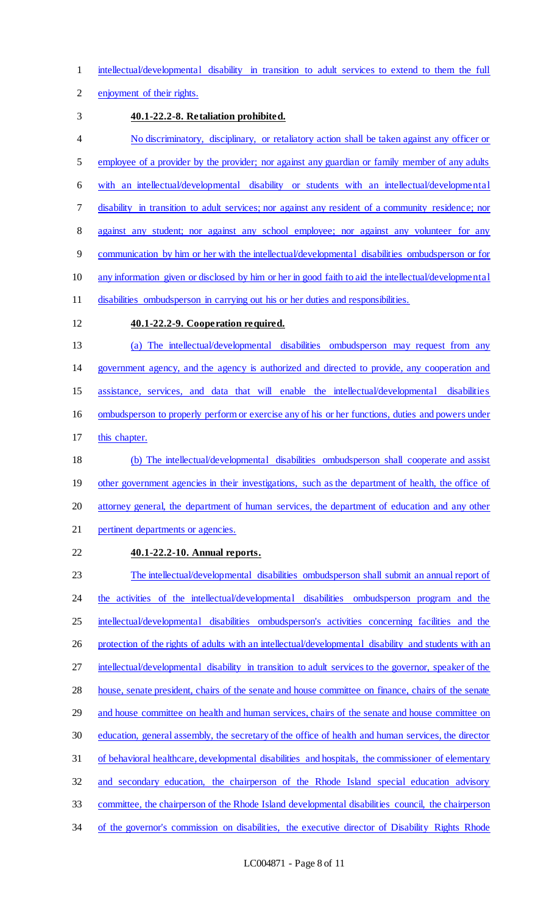intellectual/developmental disability in transition to adult services to extend to them the full enjoyment of their rights.

**40.1-22.2-8. Retaliation prohibited.**

No discriminatory, disciplinary, or retaliatory action shall be taken against any officer or employee of a provider by the provider; nor against any guardian or family member of any adults with an intellectual/developmental disability or students with an intellectual/developmental disability in transition to adult services; nor against any resident of a community residence; nor against any student; nor against any school employee; nor against any volunteer for any communication by him or her with the intellectual/developmental disabilities ombudsperson or for any information given or disclosed by him or her in good faith to aid the intellectual/developmental disabilities ombudsperson in carrying out his or her duties and responsibilities.

**40.1-22.2-9. Cooperation required.**

(a) The intellectual/developmental disabilities ombudsperson may request from any government agency, and the agency is authorized and directed to provide, any cooperation and assistance, services, and data that will enable the intellectual/developmental disabilities ombudsperson to properly perform or exercise any of his or her functions, duties and powers under this chapter.

(b) The intellectual/developmental disabilities ombudsperson shall cooperate and assist other government agencies in their investigations, such as the department of health, the office of attorney general, the department of human services, the department of education and any other pertinent departments or agencies.

**40.1-22.2-10. Annual reports.**

The intellectual/developmental disabilities ombudsperson shall submit an annual report of the activities of the intellectual/developmental disabilities ombudsperson program and the intellectual/developmental disabilities ombudsperson's activities concerning facilities and the protection of the rights of adults with an intellectual/developmental disability and students with an intellectual/developmental disability in transition to adult services to the governor, speaker of the house, senate president, chairs of the senate and house committee on finance, chairs of the senate and house committee on health and human services, chairs of the senate and house committee on education, general assembly, the secretary of the office of health and human services, the director of behavioral healthcare, developmental disabilities and hospitals, the commissioner of elementary and secondary education, the chairperson of the Rhode Island special education advisory committee, the chairperson of the Rhode Island developmental disabilities council, the chairperson of the governor's commission on disabilities, the executive director of Disability Rights Rhode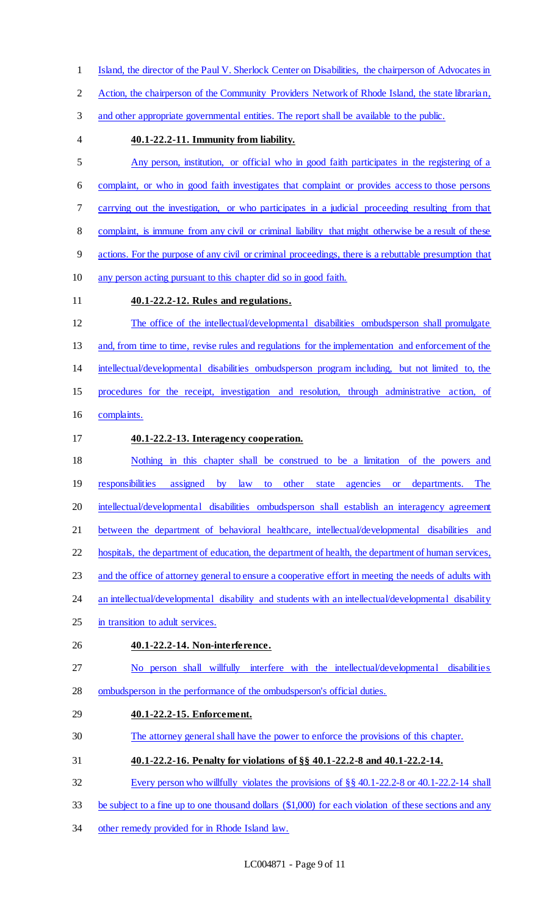Island, the director of the Paul V. Sherlock Center on Disabilities, the chairperson of Advocates in Action, the chairperson of the Community Providers Network of Rhode Island, the state librarian, and other appropriate governmental entities. The report shall be available to the public.

**40.1-22.2-11. Immunity from liability.**

Any person, institution, or official who in good faith participates in the registering of a complaint, or who in good faith investigates that complaint or provides access to those persons carrying out the investigation, or who participates in a judicial proceeding resulting from that complaint, is immune from any civil or criminal liability that might otherwise be a result of these actions. For the purpose of any civil or criminal proceedings, there is a rebuttable presumption that any person acting pursuant to this chapter did so in good faith.

**40.1-22.2-12. Rules and regulations.**

The office of the intellectual/developmental disabilities ombudsperson shall promulgate and, from time to time, revise rules and regulations for the implementation and enforcement of the intellectual/developmental disabilities ombudsperson program including, but not limited to, the procedures for the receipt, investigation and resolution, through administrative action, of complaints.

**40.1-22.2-13. Interagency cooperation.**

Nothing in this chapter shall be construed to be a limitation of the powers and responsibilities assigned by law to other state agencies or departments. The intellectual/developmental disabilities ombudsperson shall establish an interagency agreement between the department of behavioral healthcare, intellectual/developmental disabilities and hospitals, the department of education, the department of health, the department of human services, and the office of attorney general to ensure a cooperative effort in meeting the needs of adults with an intellectual/developmental disability and students with an intellectual/developmental disability in transition to adult services.

**40.1-22.2-14. Non-interference.**

No person shall willfully interfere with the intellectual/developmental disabilities ombudsperson in the performance of the ombudsperson's official duties.

**40.1-22.2-15. Enforcement.**

The attorney general shall have the power to enforce the provisions of this chapter.

**40.1-22.2-16. Penalty for violations of §§ 40.1-22.2-8 and 40.1-22.2-14.**

Every person who willfully violates the provisions of §§ 40.1-22.2-8 or 40.1-22.2-14 shall be subject to a fine up to one thousand dollars ($1,000) for each violation of these sections and any other remedy provided for in Rhode Island law.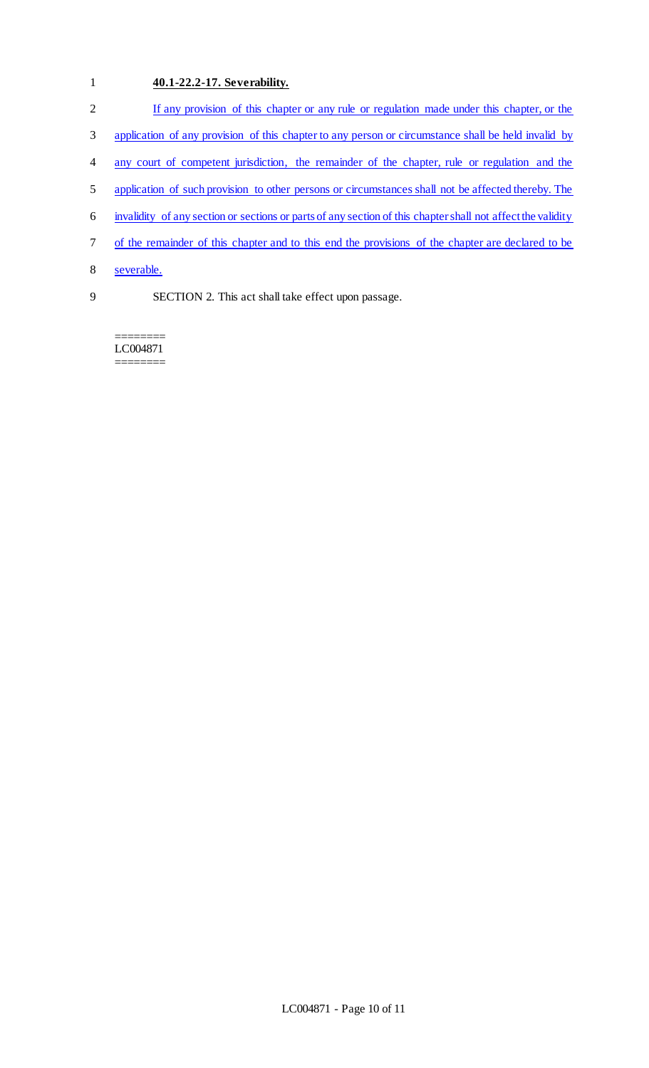**40.1-22.2-17. Severability.**

If any provision of this chapter or any rule or regulation made under this chapter, or the application of any provision of this chapter to any person or circumstance shall be held invalid by any court of competent jurisdiction, the remainder of the chapter, rule or regulation and the application of such provision to other persons or circumstances shall not be affected thereby. The invalidity of any section or sections or parts of any section of this chapter shall not affect the validity of the remainder of this chapter and to this end the provisions of the chapter are declared to be severable.

SECTION 2. This act shall take effect upon passage.

========
LC004871
========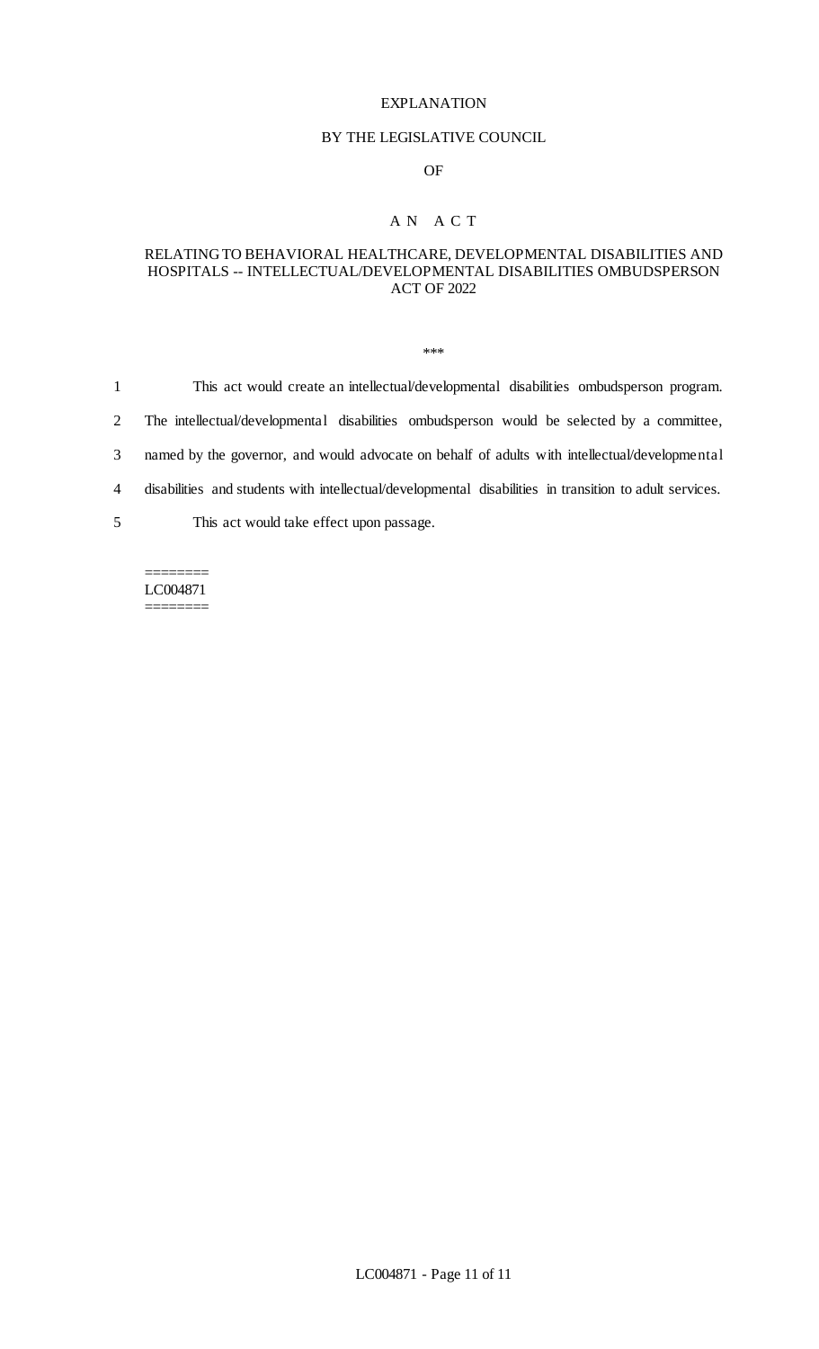EXPLANATION

BY THE LEGISLATIVE COUNCIL

OF

A N A C T

RELATING TO BEHAVIORAL HEALTHCARE, DEVELOPMENTAL DISABILITIES AND HOSPITALS -- INTELLECTUAL/DEVELOPMENTAL DISABILITIES OMBUDSPERSON ACT OF 2022

\*\*\*

1 This act would create an intellectual/developmental disabilities ombudsperson program.
2 The intellectual/developmental disabilities ombudsperson would be selected by a committee,
3 named by the governor, and would advocate on behalf of adults with intellectual/developmental
4 disabilities and students with intellectual/developmental disabilities in transition to adult services.
5 This act would take effect upon passage.

========
LC004871
========